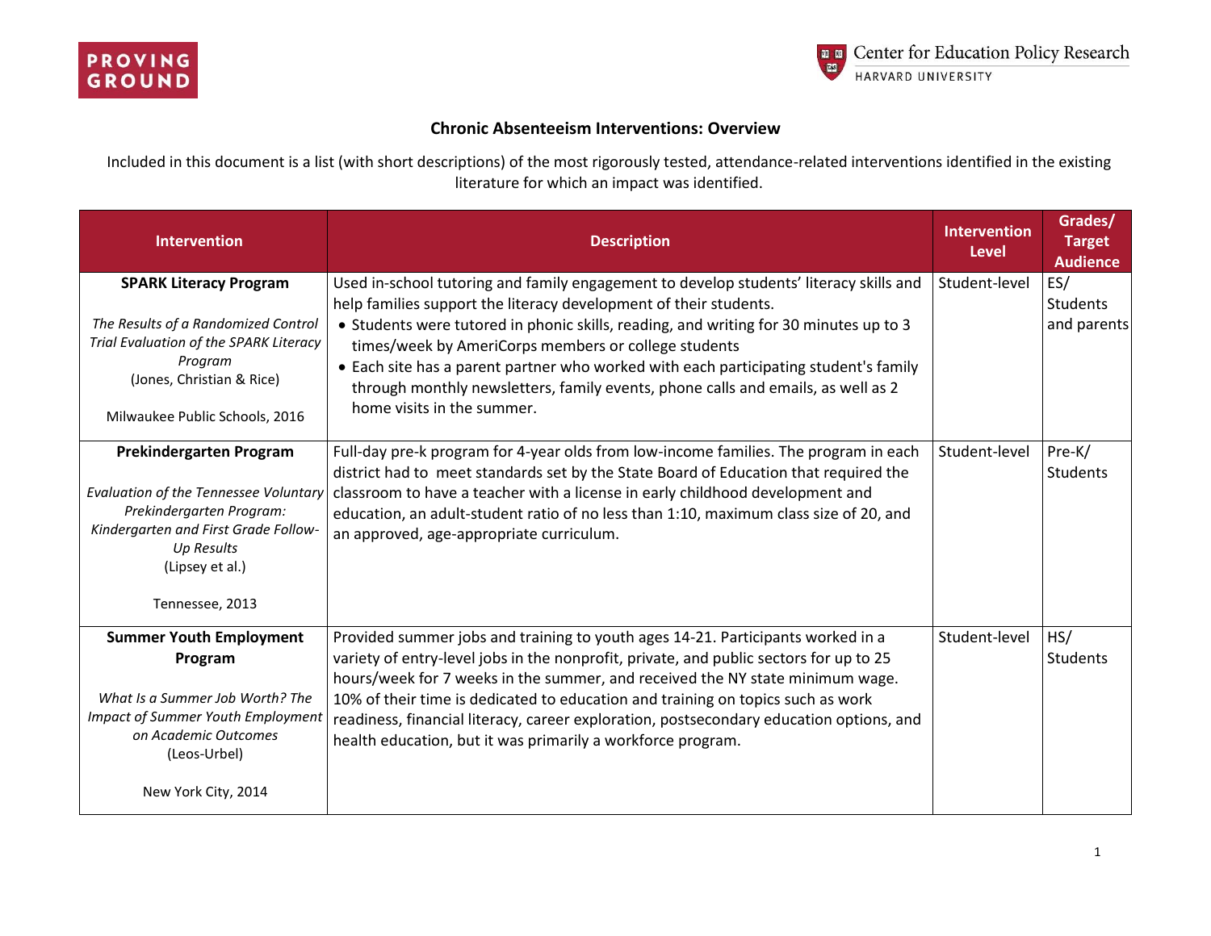# Chronic Absenteeism Interventions: Overview

Included in this document is a list (with short descriptions) of the most rigorously tested, attendance-related interventions identified in the existing literature for which an impact was identified.

| Intervention | Description | Intervention Level | Grades/ Target Audience |
|---|---|---|---|
| **SPARK Literacy Program**<br><br>*The Results of a Randomized Control Trial Evaluation of the SPARK Literacy Program*<br>(Jones, Christian & Rice)<br><br>Milwaukee Public Schools, 2016 | Used in-school tutoring and family engagement to develop students' literacy skills and help families support the literacy development of their students.<br>• Students were tutored in phonic skills, reading, and writing for 30 minutes up to 3 times/week by AmeriCorps members or college students<br>• Each site has a parent partner who worked with each participating student's family through monthly newsletters, family events, phone calls and emails, as well as 2 home visits in the summer. | Student-level | ES/ Students and parents |
| **Prekindergarten Program**<br><br>*Evaluation of the Tennessee Voluntary Prekindergarten Program: Kindergarten and First Grade Follow-Up Results*<br>(Lipsey et al.)<br><br>Tennessee, 2013 | Full-day pre-k program for 4-year olds from low-income families. The program in each district had to meet standards set by the State Board of Education that required the classroom to have a teacher with a license in early childhood development and education, an adult-student ratio of no less than 1:10, maximum class size of 20, and an approved, age-appropriate curriculum. | Student-level | Pre-K/ Students |
| **Summer Youth Employment Program**<br><br>*What Is a Summer Job Worth? The Impact of Summer Youth Employment on Academic Outcomes*<br>(Leos-Urbel)<br><br>New York City, 2014 | Provided summer jobs and training to youth ages 14-21. Participants worked in a variety of entry-level jobs in the nonprofit, private, and public sectors for up to 25 hours/week for 7 weeks in the summer, and received the NY state minimum wage. 10% of their time is dedicated to education and training on topics such as work readiness, financial literacy, career exploration, postsecondary education options, and health education, but it was primarily a workforce program. | Student-level | HS/ Students |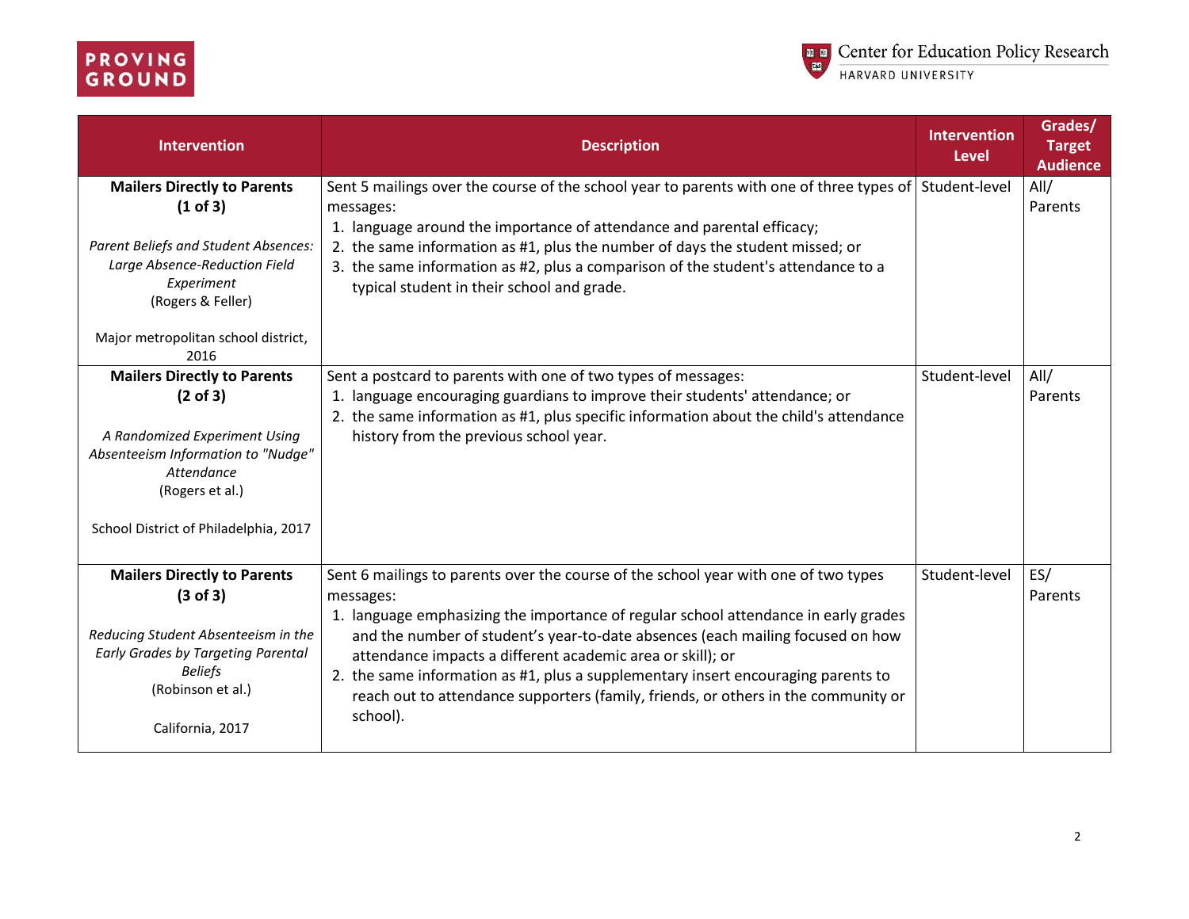| Intervention | Description | Intervention Level | Grades/ Target Audience |
|---|---|---|---|
| **Mailers Directly to Parents (1 of 3)**<br><br>*Parent Beliefs and Student Absences: Large Absence-Reduction Field Experiment* (Rogers & Feller)<br><br>Major metropolitan school district, 2016 | Sent 5 mailings over the course of the school year to parents with one of three types of messages:<br>1. language around the importance of attendance and parental efficacy;<br>2. the same information as #1, plus the number of days the student missed; or<br>3. the same information as #2, plus a comparison of the student's attendance to a typical student in their school and grade. | Student-level | All/ Parents |
| **Mailers Directly to Parents (2 of 3)**<br><br>*A Randomized Experiment Using Absenteeism Information to "Nudge" Attendance* (Rogers et al.)<br><br>School District of Philadelphia, 2017 | Sent a postcard to parents with one of two types of messages:<br>1. language encouraging guardians to improve their students' attendance; or<br>2. the same information as #1, plus specific information about the child's attendance history from the previous school year. | Student-level | All/ Parents |
| **Mailers Directly to Parents (3 of 3)**<br><br>*Reducing Student Absenteeism in the Early Grades by Targeting Parental Beliefs* (Robinson et al.)<br><br>California, 2017 | Sent 6 mailings to parents over the course of the school year with one of two types messages:<br>1. language emphasizing the importance of regular school attendance in early grades and the number of student's year-to-date absences (each mailing focused on how attendance impacts a different academic area or skill); or<br>2. the same information as #1, plus a supplementary insert encouraging parents to reach out to attendance supporters (family, friends, or others in the community or school). | Student-level | ES/ Parents |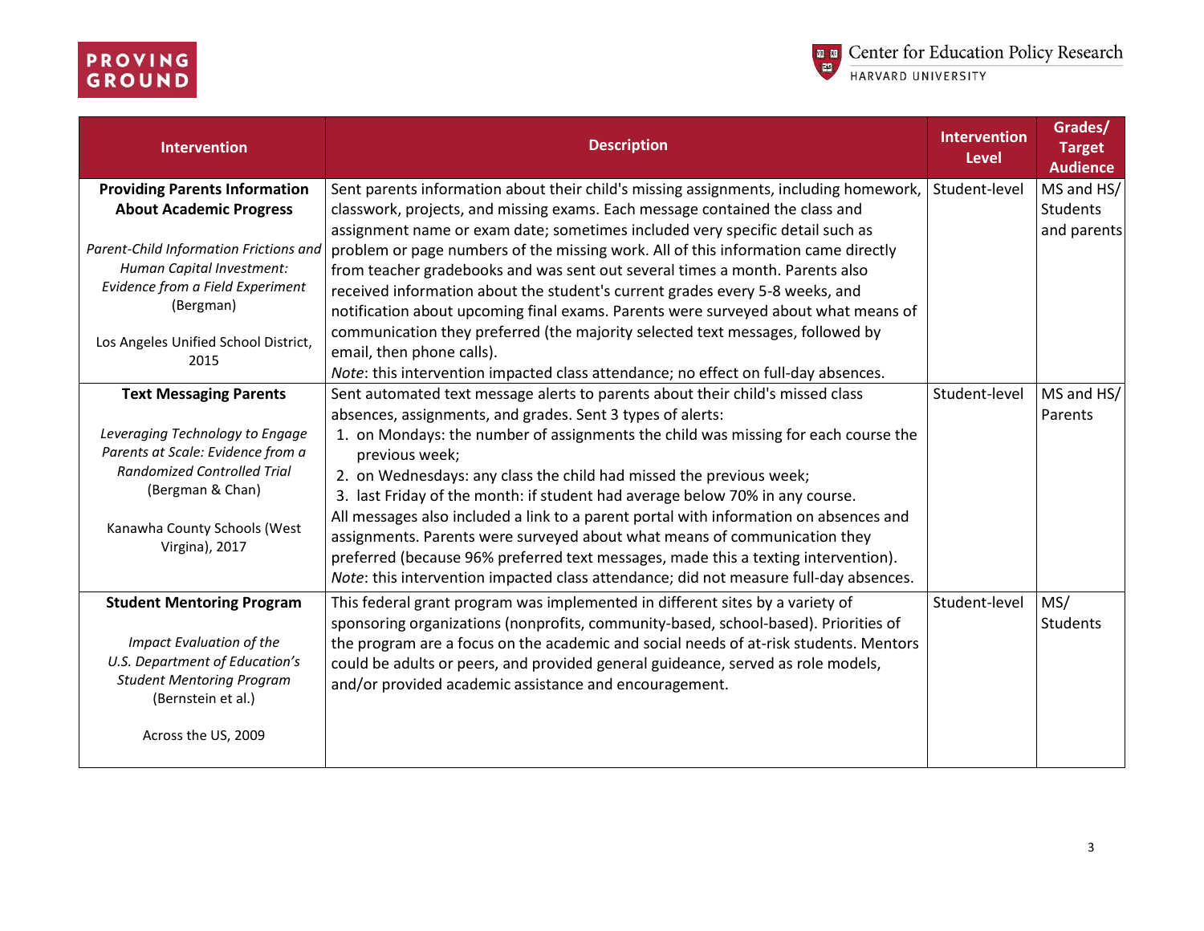| Intervention | Description | Intervention Level | Grades/ Target Audience |
|---|---|---|---|
| **Providing Parents Information About Academic Progress**<br><br>*Parent-Child Information Frictions and Human Capital Investment: Evidence from a Field Experiment* (Bergman)<br><br>Los Angeles Unified School District, 2015 | Sent parents information about their child's missing assignments, including homework, classwork, projects, and missing exams. Each message contained the class and assignment name or exam date; sometimes included very specific detail such as problem or page numbers of the missing work. All of this information came directly from teacher gradebooks and was sent out several times a month. Parents also received information about the student's current grades every 5-8 weeks, and notification about upcoming final exams. Parents were surveyed about what means of communication they preferred (the majority selected text messages, followed by email, then phone calls).<br>*Note*: this intervention impacted class attendance; no effect on full-day absences. | Student-level | MS and HS/ Students and parents |
| **Text Messaging Parents**<br><br>*Leveraging Technology to Engage Parents at Scale: Evidence from a Randomized Controlled Trial* (Bergman & Chan)<br><br>Kanawha County Schools (West Virgina), 2017 | Sent automated text message alerts to parents about their child's missed class absences, assignments, and grades. Sent 3 types of alerts:<br>1. on Mondays: the number of assignments the child was missing for each course the previous week;<br>2. on Wednesdays: any class the child had missed the previous week;<br>3. last Friday of the month: if student had average below 70% in any course.<br>All messages also included a link to a parent portal with information on absences and assignments. Parents were surveyed about what means of communication they preferred (because 96% preferred text messages, made this a texting intervention).<br>*Note*: this intervention impacted class attendance; did not measure full-day absences. | Student-level | MS and HS/ Parents |
| **Student Mentoring Program**<br><br>*Impact Evaluation of the U.S. Department of Education's Student Mentoring Program* (Bernstein et al.)<br><br>Across the US, 2009 | This federal grant program was implemented in different sites by a variety of sponsoring organizations (nonprofits, community-based, school-based). Priorities of the program are a focus on the academic and social needs of at-risk students. Mentors could be adults or peers, and provided general guideance, served as role models, and/or provided academic assistance and encouragement. | Student-level | MS/ Students |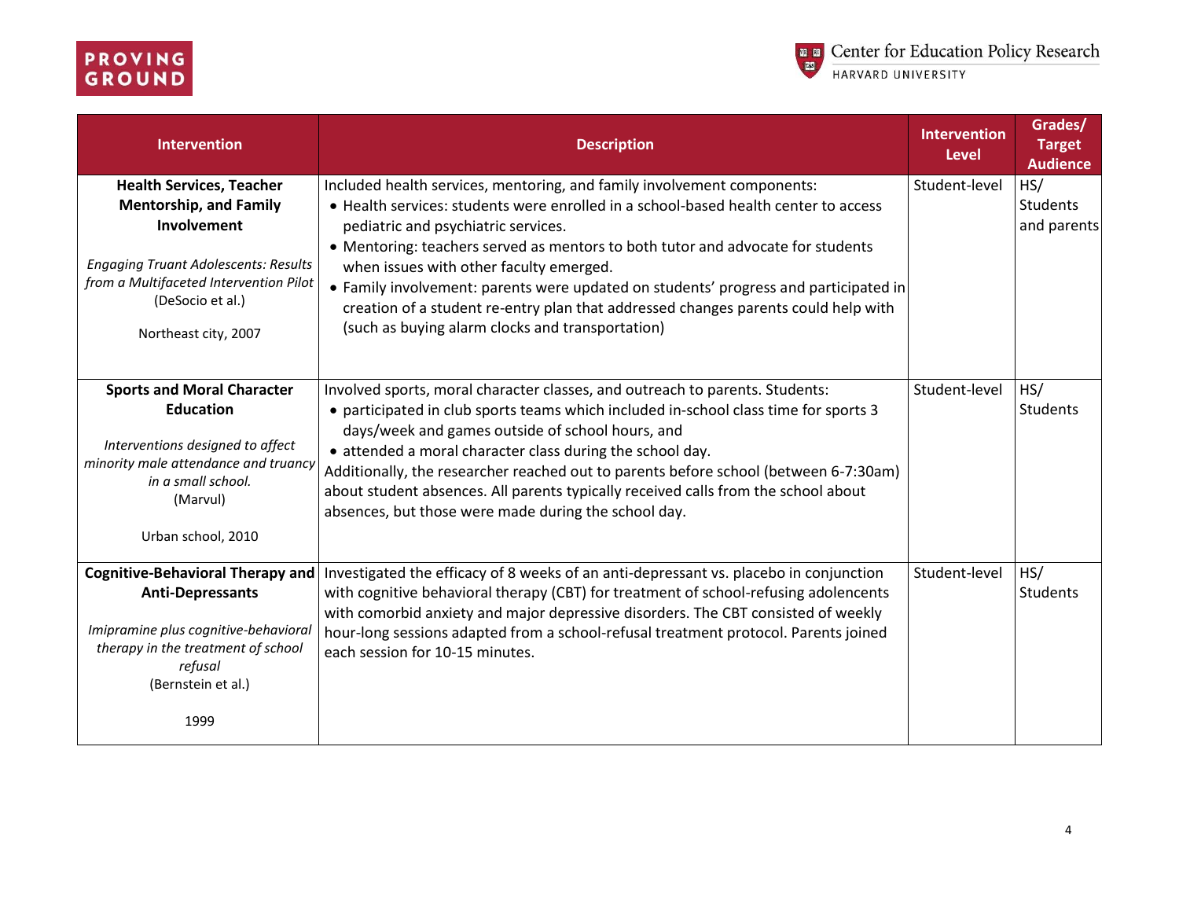| Intervention | Description | Intervention Level | Grades/ Target Audience |
|---|---|---|---|
| **Health Services, Teacher Mentorship, and Family Involvement**<br><br>*Engaging Truant Adolescents: Results from a Multifaceted Intervention Pilot* (DeSocio et al.)<br><br>Northeast city, 2007 | Included health services, mentoring, and family involvement components:<br>• Health services: students were enrolled in a school-based health center to access pediatric and psychiatric services.<br>• Mentoring: teachers served as mentors to both tutor and advocate for students when issues with other faculty emerged.<br>• Family involvement: parents were updated on students' progress and participated in creation of a student re-entry plan that addressed changes parents could help with (such as buying alarm clocks and transportation) | Student-level | HS/ Students and parents |
| **Sports and Moral Character Education**<br><br>*Interventions designed to affect minority male attendance and truancy in a small school.* (Marvul)<br><br>Urban school, 2010 | Involved sports, moral character classes, and outreach to parents. Students:<br>• participated in club sports teams which included in-school class time for sports 3 days/week and games outside of school hours, and<br>• attended a moral character class during the school day.<br>Additionally, the researcher reached out to parents before school (between 6-7:30am) about student absences. All parents typically received calls from the school about absences, but those were made during the school day. | Student-level | HS/ Students |
| **Cognitive-Behavioral Therapy and Anti-Depressants**<br><br>*Imipramine plus cognitive-behavioral therapy in the treatment of school refusal* (Bernstein et al.)<br><br>1999 | Investigated the efficacy of 8 weeks of an anti-depressant vs. placebo in conjunction with cognitive behavioral therapy (CBT) for treatment of school-refusing adolencents with comorbid anxiety and major depressive disorders. The CBT consisted of weekly hour-long sessions adapted from a school-refusal treatment protocol. Parents joined each session for 10-15 minutes. | Student-level | HS/ Students |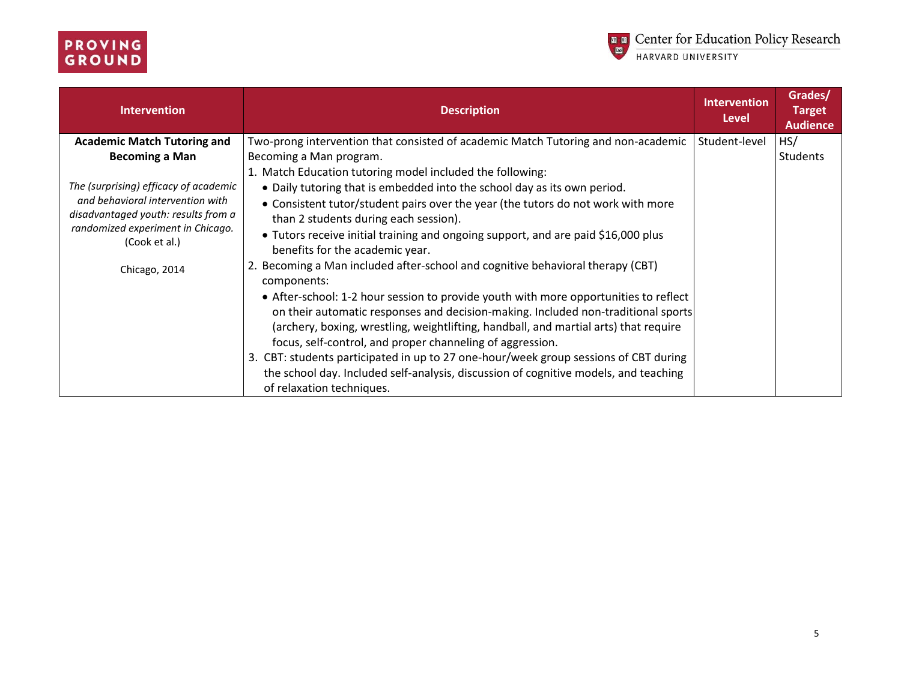| Intervention | Description | Intervention Level | Grades/ Target Audience |
|---|---|---|---|
| **Academic Match Tutoring and Becoming a Man**<br><br>*The (surprising) efficacy of academic and behavioral intervention with disadvantaged youth: results from a randomized experiment in Chicago.* (Cook et al.)<br><br>Chicago, 2014 | Two-prong intervention that consisted of academic Match Tutoring and non-academic Becoming a Man program.<br>1. Match Education tutoring model included the following:<br>• Daily tutoring that is embedded into the school day as its own period.<br>• Consistent tutor/student pairs over the year (the tutors do not work with more than 2 students during each session).<br>• Tutors receive initial training and ongoing support, and are paid $16,000 plus benefits for the academic year.<br>2. Becoming a Man included after-school and cognitive behavioral therapy (CBT) components:<br>• After-school: 1-2 hour session to provide youth with more opportunities to reflect on their automatic responses and decision-making. Included non-traditional sports (archery, boxing, wrestling, weightlifting, handball, and martial arts) that require focus, self-control, and proper channeling of aggression.<br>3. CBT: students participated in up to 27 one-hour/week group sessions of CBT during the school day. Included self-analysis, discussion of cognitive models, and teaching of relaxation techniques. | Student-level | HS/ Students |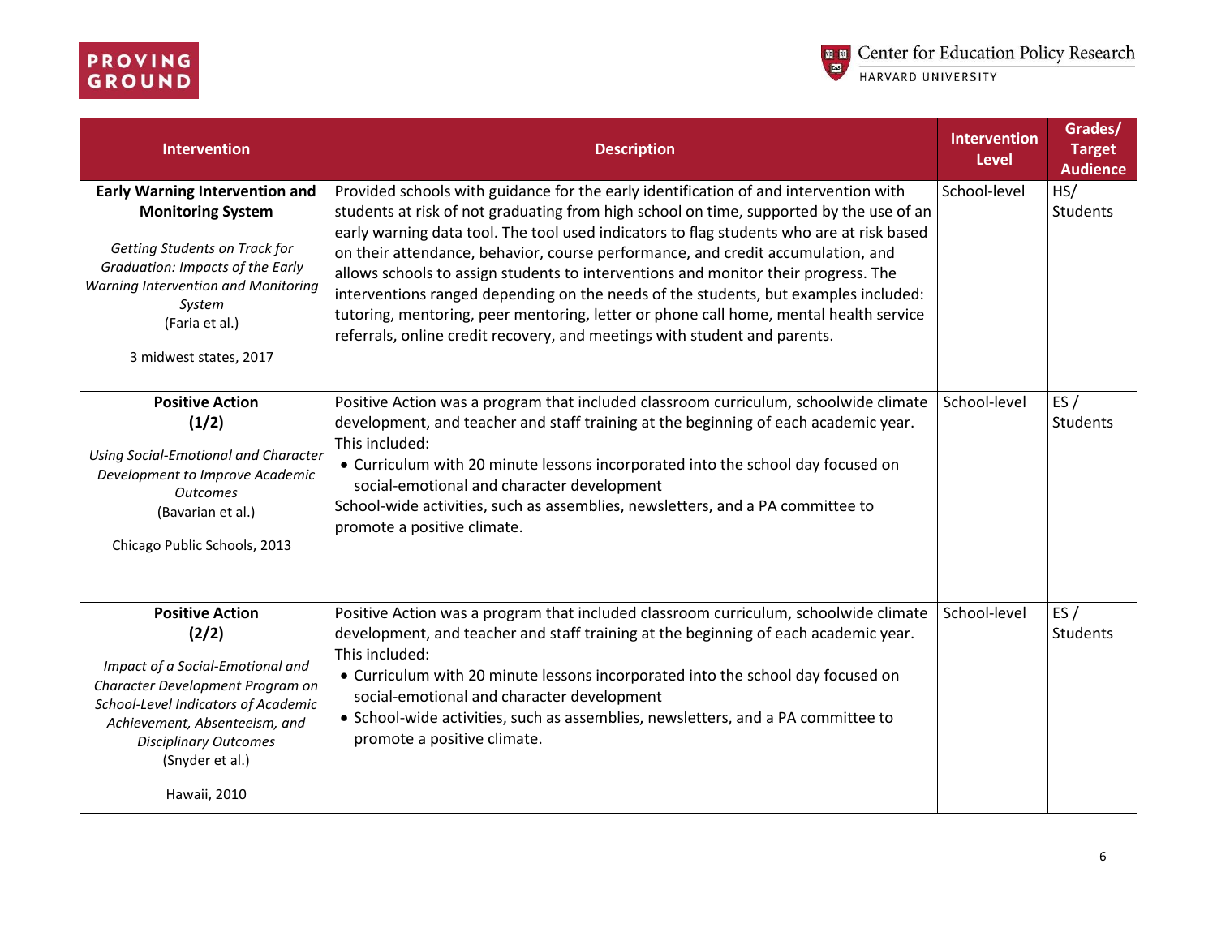| Intervention | Description | Intervention Level | Grades/ Target Audience |
|---|---|---|---|
| **Early Warning Intervention and Monitoring System**<br><br>*Getting Students on Track for Graduation: Impacts of the Early Warning Intervention and Monitoring System*<br>(Faria et al.)<br><br>3 midwest states, 2017 | Provided schools with guidance for the early identification of and intervention with students at risk of not graduating from high school on time, supported by the use of an early warning data tool. The tool used indicators to flag students who are at risk based on their attendance, behavior, course performance, and credit accumulation, and allows schools to assign students to interventions and monitor their progress. The interventions ranged depending on the needs of the students, but examples included: tutoring, mentoring, peer mentoring, letter or phone call home, mental health service referrals, online credit recovery, and meetings with student and parents. | School-level | HS/ Students |
| **Positive Action (1/2)**<br><br>*Using Social-Emotional and Character Development to Improve Academic Outcomes*<br>(Bavarian et al.)<br><br>Chicago Public Schools, 2013 | Positive Action was a program that included classroom curriculum, schoolwide climate development, and teacher and staff training at the beginning of each academic year. This included:<br>• Curriculum with 20 minute lessons incorporated into the school day focused on social-emotional and character development<br>School-wide activities, such as assemblies, newsletters, and a PA committee to promote a positive climate. | School-level | ES / Students |
| **Positive Action (2/2)**<br><br>*Impact of a Social-Emotional and Character Development Program on School-Level Indicators of Academic Achievement, Absenteeism, and Disciplinary Outcomes*<br>(Snyder et al.)<br><br>Hawaii, 2010 | Positive Action was a program that included classroom curriculum, schoolwide climate development, and teacher and staff training at the beginning of each academic year. This included:<br>• Curriculum with 20 minute lessons incorporated into the school day focused on social-emotional and character development<br>• School-wide activities, such as assemblies, newsletters, and a PA committee to promote a positive climate. | School-level | ES / Students |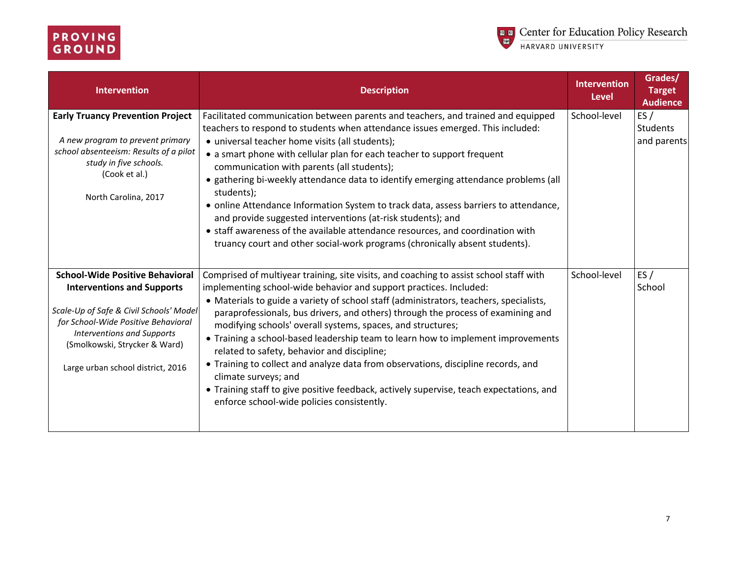| Intervention | Description | Intervention Level | Grades/ Target Audience |
|---|---|---|---|
| **Early Truancy Prevention Project**<br><br>*A new program to prevent primary school absenteeism: Results of a pilot study in five schools.* (Cook et al.)<br><br>North Carolina, 2017 | Facilitated communication between parents and teachers, and trained and equipped teachers to respond to students when attendance issues emerged. This included:<br>• universal teacher home visits (all students);<br>• a smart phone with cellular plan for each teacher to support frequent communication with parents (all students);<br>• gathering bi-weekly attendance data to identify emerging attendance problems (all students);<br>• online Attendance Information System to track data, assess barriers to attendance, and provide suggested interventions (at-risk students); and<br>• staff awareness of the available attendance resources, and coordination with truancy court and other social-work programs (chronically absent students). | School-level | ES / Students and parents |
| **School-Wide Positive Behavioral Interventions and Supports**<br><br>*Scale-Up of Safe & Civil Schools' Model for School-Wide Positive Behavioral Interventions and Supports* (Smolkowski, Strycker & Ward)<br><br>Large urban school district, 2016 | Comprised of multiyear training, site visits, and coaching to assist school staff with implementing school-wide behavior and support practices. Included:<br>• Materials to guide a variety of school staff (administrators, teachers, specialists, paraprofessionals, bus drivers, and others) through the process of examining and modifying schools' overall systems, spaces, and structures;<br>• Training a school-based leadership team to learn how to implement improvements related to safety, behavior and discipline;<br>• Training to collect and analyze data from observations, discipline records, and climate surveys; and<br>• Training staff to give positive feedback, actively supervise, teach expectations, and enforce school-wide policies consistently. | School-level | ES / School |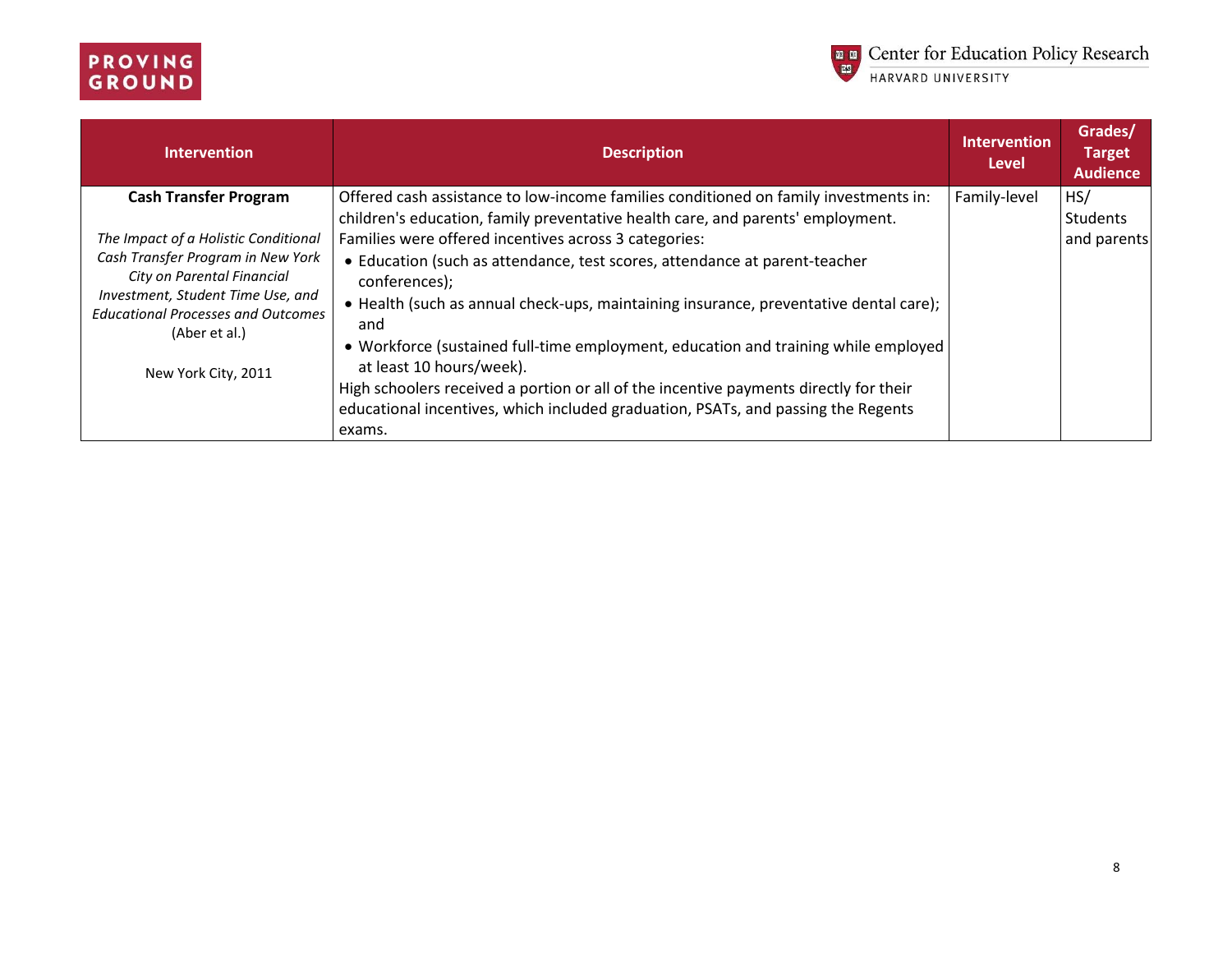| Intervention | Description | Intervention Level | Grades/ Target Audience |
|---|---|---|---|
| **Cash Transfer Program**<br><br>*The Impact of a Holistic Conditional Cash Transfer Program in New York City on Parental Financial Investment, Student Time Use, and Educational Processes and Outcomes* (Aber et al.)<br><br>New York City, 2011 | Offered cash assistance to low-income families conditioned on family investments in: children's education, family preventative health care, and parents' employment. Families were offered incentives across 3 categories:<br>• Education (such as attendance, test scores, attendance at parent-teacher conferences);<br>• Health (such as annual check-ups, maintaining insurance, preventative dental care); and<br>• Workforce (sustained full-time employment, education and training while employed at least 10 hours/week).<br>High schoolers received a portion or all of the incentive payments directly for their educational incentives, which included graduation, PSATs, and passing the Regents exams. | Family-level | HS/ Students and parents |